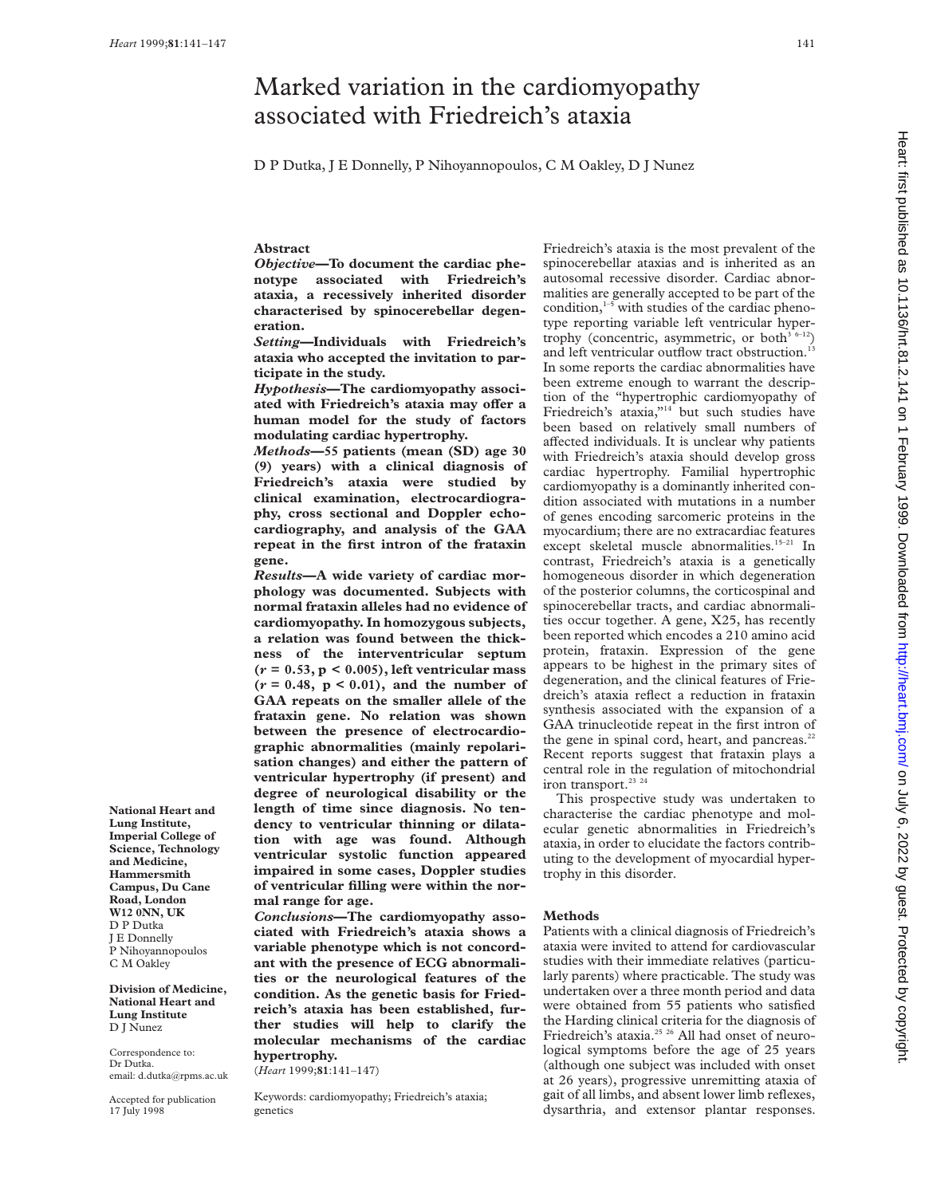# Marked variation in the cardiomyopathy associated with Friedreich's ataxia

D P Dutka, J E Donnelly, P Nihoyannopoulos, C M Oakley, D J Nunez

National Heart and Lung Institute, Imperial College of Science, Technology and Medicine, Hammersmith Campus, Du Cane Road, London W12 0NN, UK
D P Dutka
J E Donnelly
P Nihoyannopoulos
C M Oakley

Division of Medicine, National Heart and Lung Institute
D J Nunez

Correspondence to: Dr Dutka. email: d.dutka@rpms.ac.uk

Accepted for publication 17 July 1998

## Abstract

***Objective*—To document the cardiac phenotype associated with Friedreich's ataxia, a recessively inherited disorder characterised by spinocerebellar degeneration.**

***Setting*—Individuals with Friedreich's ataxia who accepted the invitation to participate in the study.**

***Hypothesis*—The cardiomyopathy associated with Friedreich's ataxia may offer a human model for the study of factors modulating cardiac hypertrophy.**

***Methods*—55 patients (mean (SD) age 30 (9) years) with a clinical diagnosis of Friedreich's ataxia were studied by clinical examination, electrocardiography, cross sectional and Doppler echocardiography, and analysis of the GAA repeat in the first intron of the frataxin gene.**

***Results*—A wide variety of cardiac morphology was documented. Subjects with normal frataxin alleles had no evidence of cardiomyopathy. In homozygous subjects, a relation was found between the thickness of the interventricular septum ($r = 0.53$, $p < 0.005$), left ventricular mass ($r = 0.48$, $p < 0.01$), and the number of GAA repeats on the smaller allele of the frataxin gene. No relation was shown between the presence of electrocardiographic abnormalities (mainly repolarisation changes) and either the pattern of ventricular hypertrophy (if present) and degree of neurological disability or the length of time since diagnosis. No tendency to ventricular thinning or dilatation with age was found. Although ventricular systolic function appeared impaired in some cases, Doppler studies of ventricular filling were within the normal range for age.**

***Conclusions*—The cardiomyopathy associated with Friedreich's ataxia shows a variable phenotype which is not concordant with the presence of ECG abnormalities or the neurological features of the condition. As the genetic basis for Friedreich's ataxia has been established, further studies will help to clarify the molecular mechanisms of the cardiac hypertrophy.**

(*Heart* 1999;**81**:141–147)

Keywords: cardiomyopathy; Friedreich's ataxia; genetics

Friedreich's ataxia is the most prevalent of the spinocerebellar ataxias and is inherited as an autosomal recessive disorder. Cardiac abnormalities are generally accepted to be part of the condition,[1–5] with studies of the cardiac phenotype reporting variable left ventricular hypertrophy (concentric, asymmetric, or both[3 6–12]) and left ventricular outflow tract obstruction.[13] In some reports the cardiac abnormalities have been extreme enough to warrant the description of the "hypertrophic cardiomyopathy of Friedreich's ataxia,"[14] but such studies have been based on relatively small numbers of affected individuals. It is unclear why patients with Friedreich's ataxia should develop gross cardiac hypertrophy. Familial hypertrophic cardiomyopathy is a dominantly inherited condition associated with mutations in a number of genes encoding sarcomeric proteins in the myocardium; there are no extracardiac features except skeletal muscle abnormalities.[15–21] In contrast, Friedreich's ataxia is a genetically homogeneous disorder in which degeneration of the posterior columns, the corticospinal and spinocerebellar tracts, and cardiac abnormalities occur together. A gene, X25, has recently been reported which encodes a 210 amino acid protein, frataxin. Expression of the gene appears to be highest in the primary sites of degeneration, and the clinical features of Friedreich's ataxia reflect a reduction in frataxin synthesis associated with the expansion of a GAA trinucleotide repeat in the first intron of the gene in spinal cord, heart, and pancreas.[22] Recent reports suggest that frataxin plays a central role in the regulation of mitochondrial iron transport.[23 24]

This prospective study was undertaken to characterise the cardiac phenotype and molecular genetic abnormalities in Friedreich's ataxia, in order to elucidate the factors contributing to the development of myocardial hypertrophy in this disorder.

## Methods

Patients with a clinical diagnosis of Friedreich's ataxia were invited to attend for cardiovascular studies with their immediate relatives (particularly parents) where practicable. The study was undertaken over a three month period and data were obtained from 55 patients who satisfied the Harding clinical criteria for the diagnosis of Friedreich's ataxia.[25 26] All had onset of neurological symptoms before the age of 25 years (although one subject was included with onset at 26 years), progressive unremitting ataxia of gait of all limbs, and absent lower limb reflexes, dysarthria, and extensor plantar responses.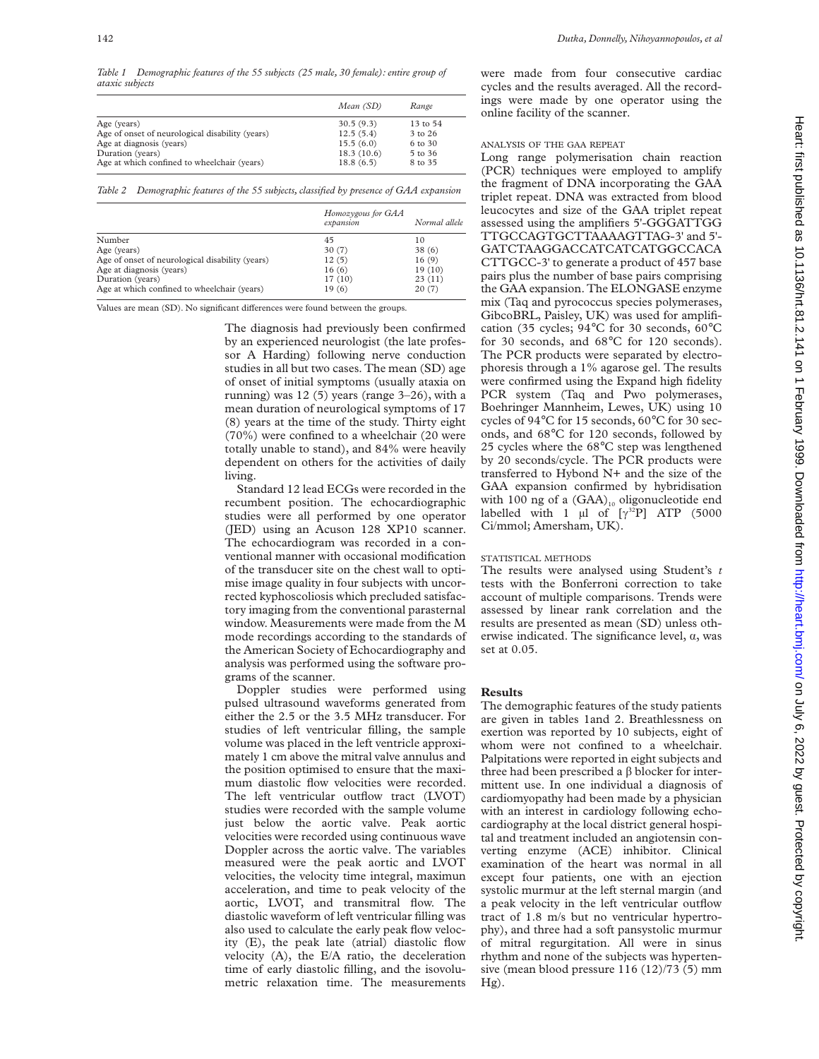*Table 1 Demographic features of the 55 subjects (25 male, 30 female): entire group of ataxic subjects*

| | Mean (SD) | Range |
|---|---|---|
| Age (years) | 30.5 (9.3) | 13 to 54 |
| Age of onset of neurological disability (years) | 12.5 (5.4) | 3 to 26 |
| Age at diagnosis (years) | 15.5 (6.0) | 6 to 30 |
| Duration (years) | 18.3 (10.6) | 5 to 36 |
| Age at which confined to wheelchair (years) | 18.8 (6.5) | 8 to 35 |

*Table 2 Demographic features of the 55 subjects, classified by presence of GAA expansion*

| | Homozygous for GAA expansion | Normal allele |
|---|---|---|
| Number | 45 | 10 |
| Age (years) | 30 (7) | 38 (6) |
| Age of onset of neurological disability (years) | 12 (5) | 16 (9) |
| Age at diagnosis (years) | 16 (6) | 19 (10) |
| Duration (years) | 17 (10) | 23 (11) |
| Age at which confined to wheelchair (years) | 19 (6) | 20 (7) |

Values are mean (SD). No significant differences were found between the groups.

The diagnosis had previously been confirmed by an experienced neurologist (the late professor A Harding) following nerve conduction studies in all but two cases. The mean (SD) age of onset of initial symptoms (usually ataxia on running) was 12 (5) years (range 3–26), with a mean duration of neurological symptoms of 17 (8) years at the time of the study. Thirty eight (70%) were confined to a wheelchair (20 were totally unable to stand), and 84% were heavily dependent on others for the activities of daily living.

Standard 12 lead ECGs were recorded in the recumbent position. The echocardiographic studies were all performed by one operator (JED) using an Acuson 128 XP10 scanner. The echocardiogram was recorded in a conventional manner with occasional modification of the transducer site on the chest wall to optimise image quality in four subjects with uncorrected kyphoscoliosis which precluded satisfactory imaging from the conventional parasternal window. Measurements were made from the M mode recordings according to the standards of the American Society of Echocardiography and analysis was performed using the software programs of the scanner.

Doppler studies were performed using pulsed ultrasound waveforms generated from either the 2.5 or the 3.5 MHz transducer. For studies of left ventricular filling, the sample volume was placed in the left ventricle approximately 1 cm above the mitral valve annulus and the position optimised to ensure that the maximum diastolic flow velocities were recorded. The left ventricular outflow tract (LVOT) studies were recorded with the sample volume just below the aortic valve. Peak aortic velocities were recorded using continuous wave Doppler across the aortic valve. The variables measured were the peak aortic and LVOT velocities, the velocity time integral, maximun acceleration, and time to peak velocity of the aortic, LVOT, and transmitral flow. The diastolic waveform of left ventricular filling was also used to calculate the early peak flow velocity (E), the peak late (atrial) diastolic flow velocity (A), the E/A ratio, the deceleration time of early diastolic filling, and the isovolumetric relaxation time. The measurements were made from four consecutive cardiac cycles and the results averaged. All the recordings were made by one operator using the online facility of the scanner.

### ANALYSIS OF THE GAA REPEAT

Long range polymerisation chain reaction (PCR) techniques were employed to amplify the fragment of DNA incorporating the GAA triplet repeat. DNA was extracted from blood leucocytes and size of the GAA triplet repeat assessed using the amplifiers 5'-GGGATTGG TTGCCAGTGCTTAAAAGTTAG-3' and 5'-GATCTAAGGACCATCATCATGGCCACA CTTGCC-3' to generate a product of 457 base pairs plus the number of base pairs comprising the GAA expansion. The ELONGASE enzyme mix (Taq and pyrococcus species polymerases, GibcoBRL, Paisley, UK) was used for amplification (35 cycles; 94°C for 30 seconds, 60°C for 30 seconds, and 68°C for 120 seconds). The PCR products were separated by electrophoresis through a 1% agarose gel. The results were confirmed using the Expand high fidelity PCR system (Taq and Pwo polymerases, Boehringer Mannheim, Lewes, UK) using 10 cycles of 94°C for 15 seconds, 60°C for 30 seconds, and 68°C for 120 seconds, followed by 25 cycles where the 68°C step was lengthened by 20 seconds/cycle. The PCR products were transferred to Hybond N+ and the size of the GAA expansion confirmed by hybridisation with 100 ng of a $(GAA)_{10}$ oligonucleotide end labelled with 1 µl of $[\gamma^{32}P]$ ATP (5000 Ci/mmol; Amersham, UK).

### STATISTICAL METHODS

The results were analysed using Student's *t* tests with the Bonferroni correction to take account of multiple comparisons. Trends were assessed by linear rank correlation and the results are presented as mean (SD) unless otherwise indicated. The significance level, $\alpha$, was set at 0.05.

## Results

The demographic features of the study patients are given in tables 1and 2. Breathlessness on exertion was reported by 10 subjects, eight of whom were not confined to a wheelchair. Palpitations were reported in eight subjects and three had been prescribed a β blocker for intermittent use. In one individual a diagnosis of cardiomyopathy had been made by a physician with an interest in cardiology following echocardiography at the local district general hospital and treatment included an angiotensin converting enzyme (ACE) inhibitor. Clinical examination of the heart was normal in all except four patients, one with an ejection systolic murmur at the left sternal margin (and a peak velocity in the left ventricular outflow tract of 1.8 m/s but no ventricular hypertrophy), and three had a soft pansystolic murmur of mitral regurgitation. All were in sinus rhythm and none of the subjects was hypertensive (mean blood pressure 116 (12)/73 (5) mm Hg).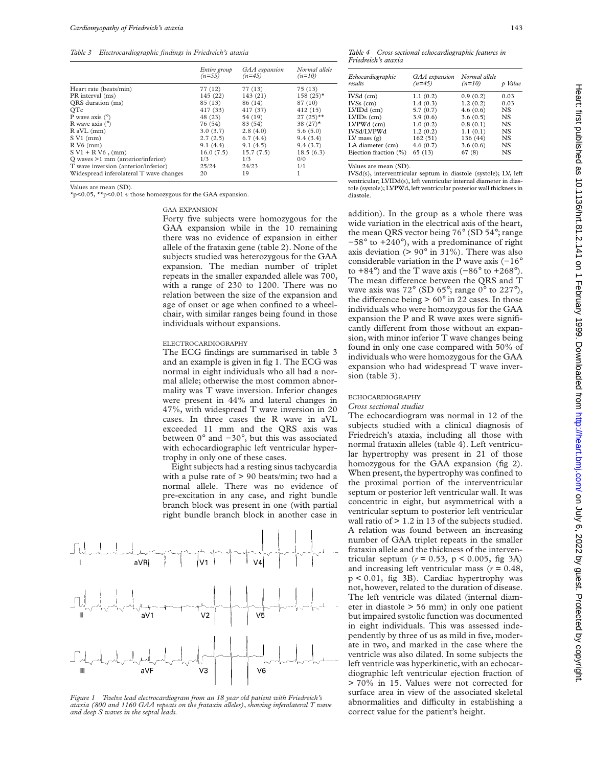*Table 3 Electrocardiographic findings in Friedreich's ataxia*

| | Entire group (n=55) | GAA expansion (n=45) | Normal allele (n=10) |
|---|---|---|---|
| Heart rate (beats/min) | 77 (12) | 77 (13) | 75 (13) |
| PR interval (ms) | 145 (22) | 143 (21) | 158 (25)* |
| QRS duration (ms) | 85 (13) | 86 (14) | 87 (10) |
| QTc | 417 (33) | 417 (37) | 412 (15) |
| P wave axis (°) | 48 (23) | 54 (19) | 27 (25)** |
| R wave axis (°) | 76 (54) | 83 (54) | 38 (27)* |
| R aVL (mm) | 3.0 (3.7) | 2.8 (4.0) | 5.6 (5.0) |
| S V1 (mm) | 2.7 (2.5) | 6.7 (4.4) | 9.4 (3.4) |
| R V6 (mm) | 9.1 (4.4) | 9.1 (4.5) | 9.4 (3.7) |
| S V1 + R V6 , (mm) | 16.0 (7.5) | 15.7 (7.5) | 18.5 (6.3) |
| Q waves >1 mm (anterior/inferior) | 1/3 | 1/3 | 0/0 |
| T wave inversion (anterior/inferior) | 25/24 | 24/23 | 1/1 |
| Widespread inferolateral T wave changes | 20 | 19 | 1 |

Values are mean (SD).
*p<0.05, **p<0.01 *v* those homozygous for the GAA expansion.

### GAA EXPANSION

Forty five subjects were homozygous for the GAA expansion while in the 10 remaining there was no evidence of expansion in either allele of the frataxin gene (table 2). None of the subjects studied was heterozygous for the GAA expansion. The median number of triplet repeats in the smaller expanded allele was 700, with a range of 230 to 1200. There was no relation between the size of the expansion and age of onset or age when confined to a wheelchair, with similar ranges being found in those individuals without expansions.

### ELECTROCARDIOGRAPHY

The ECG findings are summarised in table 3 and an example is given in fig 1. The ECG was normal in eight individuals who all had a normal allele; otherwise the most common abnormality was T wave inversion. Inferior changes were present in 44% and lateral changes in 47%, with widespread T wave inversion in 20 cases. In three cases the R wave in aVL exceeded 11 mm and the QRS axis was between 0° and −30°, but this was associated with echocardiographic left ventricular hypertrophy in only one of these cases.

Eight subjects had a resting sinus tachycardia with a pulse rate of > 90 beats/min; two had a normal allele. There was no evidence of pre-excitation in any case, and right bundle branch block was present in one (with partial right bundle branch block in another case in addition). In the group as a whole there was wide variation in the electrical axis of the heart, the mean QRS vector being 76° (SD 54°; range −58° to +240°), with a predominance of right axis deviation (> 90° in 31%). There was also considerable variation in the P wave axis (−16° to +84°) and the T wave axis (−86° to +268°). The mean difference between the QRS and T wave axis was 72° (SD 65°; range 0° to 227°), the difference being > 60° in 22 cases. In those individuals who were homozygous for the GAA expansion the P and R wave axes were significantly different from those without an expansion, with minor inferior T wave changes being found in only one case compared with 50% of individuals who were homozygous for the GAA expansion who had widespread T wave inversion (table 3).

*Figure 1 Twelve lead electrocardiogram from an 18 year old patient with Friedreich's ataxia (800 and 1160 GAA repeats on the frataxin alleles), showing inferolateral T wave and deep S waves in the septal leads.*

*Table 4 Cross sectional echocardiographic features in Friedreich's ataxia*

| Echocardiographic results | GAA expansion (n=45) | Normal allele (n=10) | p Value |
|---|---|---|---|
| IVSd (cm) | 1.1 (0.2) | 0.9 (0.2) | 0.03 |
| IVSs (cm) | 1.4 (0.3) | 1.2 (0.2) | 0.03 |
| LVIDd (cm) | 5.7 (0.7) | 4.6 (0.6) | NS |
| LVIDs (cm) | 3.9 (0.6) | 3.6 (0.5) | NS |
| LVPWd (cm) | 1.0 (0.2) | 0.8 (0.1) | NS |
| IVSd/LVPWd | 1.2 (0.2) | 1.1 (0.1) | NS |
| LV mass (g) | 162 (51) | 136 (44) | NS |
| LA diameter (cm) | 4.6 (0.7) | 3.6 (0.6) | NS |
| Ejection fraction (%) | 65 (13) | 67 (8) | NS |

Values are mean (SD).
IVSd(s), interventricular septum in diastole (systole); LV, left ventricular; LVIDd(s), left ventricular internal diameter in diastole (systole); LVPWd, left ventricular posterior wall thickness in diastole.

### ECHOCARDIOGRAPHY

*Cross sectional studies*

The echocardiogram was normal in 12 of the subjects studied with a clinical diagnosis of Friedreich's ataxia, including all those with normal frataxin alleles (table 4). Left ventricular hypertrophy was present in 21 of those homozygous for the GAA expansion (fig 2). When present, the hypertrophy was confined to the proximal portion of the interventricular septum or posterior left ventricular wall. It was concentric in eight, but asymmetrical with a ventricular septum to posterior left ventricular wall ratio of > 1.2 in 13 of the subjects studied. A relation was found between an increasing number of GAA triplet repeats in the smaller frataxin allele and the thickness of the interventricular septum ($r = 0.53$, $p < 0.005$, fig 3A) and increasing left ventricular mass ($r = 0.48$, $p < 0.01$, fig 3B). Cardiac hypertrophy was not, however, related to the duration of disease. The left ventricle was dilated (internal diameter in diastole > 56 mm) in only one patient but impaired systolic function was documented in eight individuals. This was assessed independently by three of us as mild in five, moderate in two, and marked in the case where the ventricle was also dilated. In some subjects the left ventricle was hyperkinetic, with an echocardiographic left ventricular ejection fraction of > 70% in 15. Values were not corrected for surface area in view of the associated skeletal abnormalities and difficulty in establishing a correct value for the patient's height.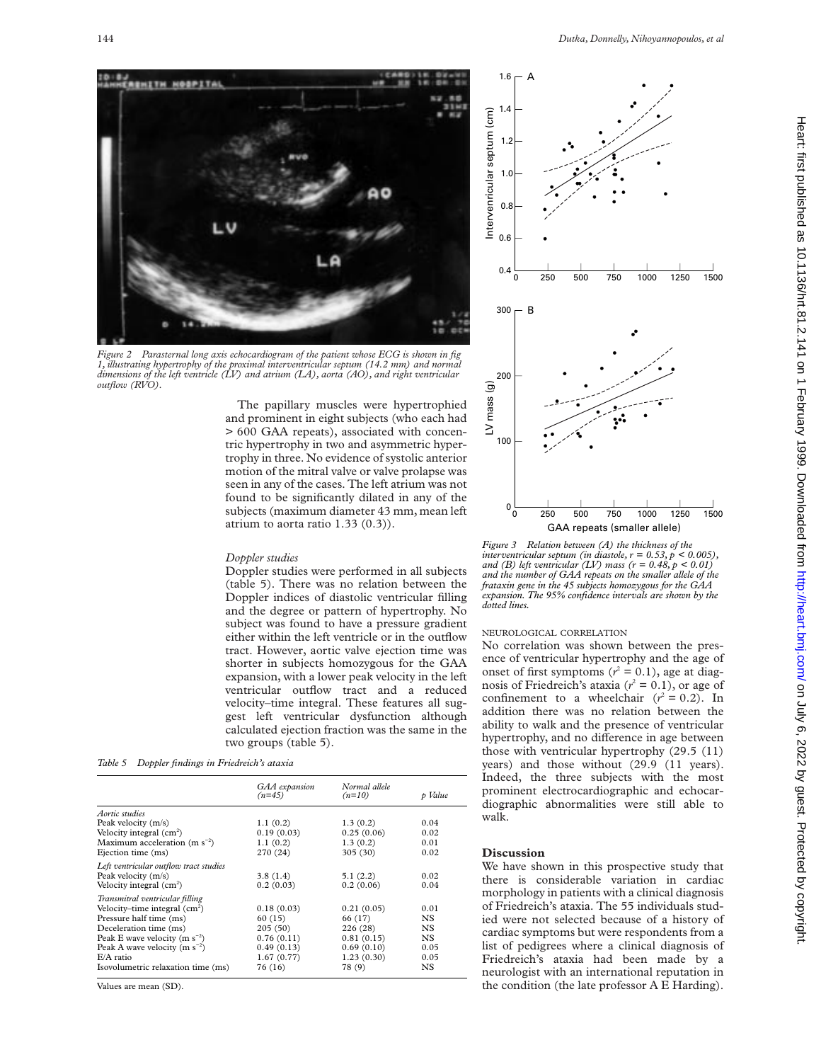Figure 2 Parasternal long axis echocardiogram of the patient whose ECG is shown in fig 1, illustrating hypertrophy of the proximal interventricular septum (14.2 mm) and normal dimensions of the left ventricle (LV) and atrium (LA), aorta (AO), and right ventricular outflow (RVO).

The papillary muscles were hypertrophied and prominent in eight subjects (who each had > 600 GAA repeats), associated with concentric hypertrophy in two and asymmetric hypertrophy in three. No evidence of systolic anterior motion of the mitral valve or valve prolapse was seen in any of the cases. The left atrium was not found to be significantly dilated in any of the subjects (maximum diameter 43 mm, mean left atrium to aorta ratio 1.33 (0.3)).

*Doppler studies*

Doppler studies were performed in all subjects (table 5). There was no relation between the Doppler indices of diastolic ventricular filling and the degree or pattern of hypertrophy. No subject was found to have a pressure gradient either within the left ventricle or in the outflow tract. However, aortic valve ejection time was shorter in subjects homozygous for the GAA expansion, with a lower peak velocity in the left ventricular outflow tract and a reduced velocity–time integral. These features all suggest left ventricular dysfunction although calculated ejection fraction was the same in the two groups (table 5).

*Table 5 Doppler findings in Friedreich's ataxia*

| | GAA expansion (n=45) | Normal allele (n=10) | p Value |
|---|---|---|---|
| *Aortic studies* | | | |
| Peak velocity (m/s) | 1.1 (0.2) | 1.3 (0.2) | 0.04 |
| Velocity integral ($cm^2$) | 0.19 (0.03) | 0.25 (0.06) | 0.02 |
| Maximum acceleration ($m\ s^{-2}$) | 1.1 (0.2) | 1.3 (0.2) | 0.01 |
| Ejection time (ms) | 270 (24) | 305 (30) | 0.02 |
| *Left ventricular outflow tract studies* | | | |
| Peak velocity (m/s) | 3.8 (1.4) | 5.1 (2.2) | 0.02 |
| Velocity integral ($cm^2$) | 0.2 (0.03) | 0.2 (0.06) | 0.04 |
| *Transmitral ventricular filling* | | | |
| Velocity–time integral ($cm^2$) | 0.18 (0.03) | 0.21 (0.05) | 0.01 |
| Pressure half time (ms) | 60 (15) | 66 (17) | NS |
| Deceleration time (ms) | 205 (50) | 226 (28) | NS |
| Peak E wave velocity ($m\ s^{-2}$) | 0.76 (0.11) | 0.81 (0.15) | NS |
| Peak A wave velocity ($m\ s^{-2}$) | 0.49 (0.13) | 0.69 (0.10) | 0.05 |
| E/A ratio | 1.67 (0.77) | 1.23 (0.30) | 0.05 |
| Isovolumetric relaxation time (ms) | 76 (16) | 78 (9) | NS |

Values are mean (SD).

Figure 3 Relation between (A) the thickness of the interventricular septum (in diastole, $r = 0.53$, $p < 0.005$), and (B) left ventricular (LV) mass ($r = 0.48$, $p < 0.01$) and the number of GAA repeats on the smaller allele of the frataxin gene in the 45 subjects homozygous for the GAA expansion. The 95% confidence intervals are shown by the dotted lines.

NEUROLOGICAL CORRELATION

No correlation was shown between the presence of ventricular hypertrophy and the age of onset of first symptoms ($r^2 = 0.1$), age at diagnosis of Friedreich's ataxia ($r^2 = 0.1$), or age of confinement to a wheelchair ($r^2 = 0.2$). In addition there was no relation between the ability to walk and the presence of ventricular hypertrophy, and no difference in age between those with ventricular hypertrophy (29.5 (11) years) and those without (29.9 (11 years). Indeed, the three subjects with the most prominent electrocardiographic and echocardiographic abnormalities were still able to walk.

## Discussion

We have shown in this prospective study that there is considerable variation in cardiac morphology in patients with a clinical diagnosis of Friedreich's ataxia. The 55 individuals studied were not selected because of a history of cardiac symptoms but were respondents from a list of pedigrees where a clinical diagnosis of Friedreich's ataxia had been made by a neurologist with an international reputation in the condition (the late professor A E Harding).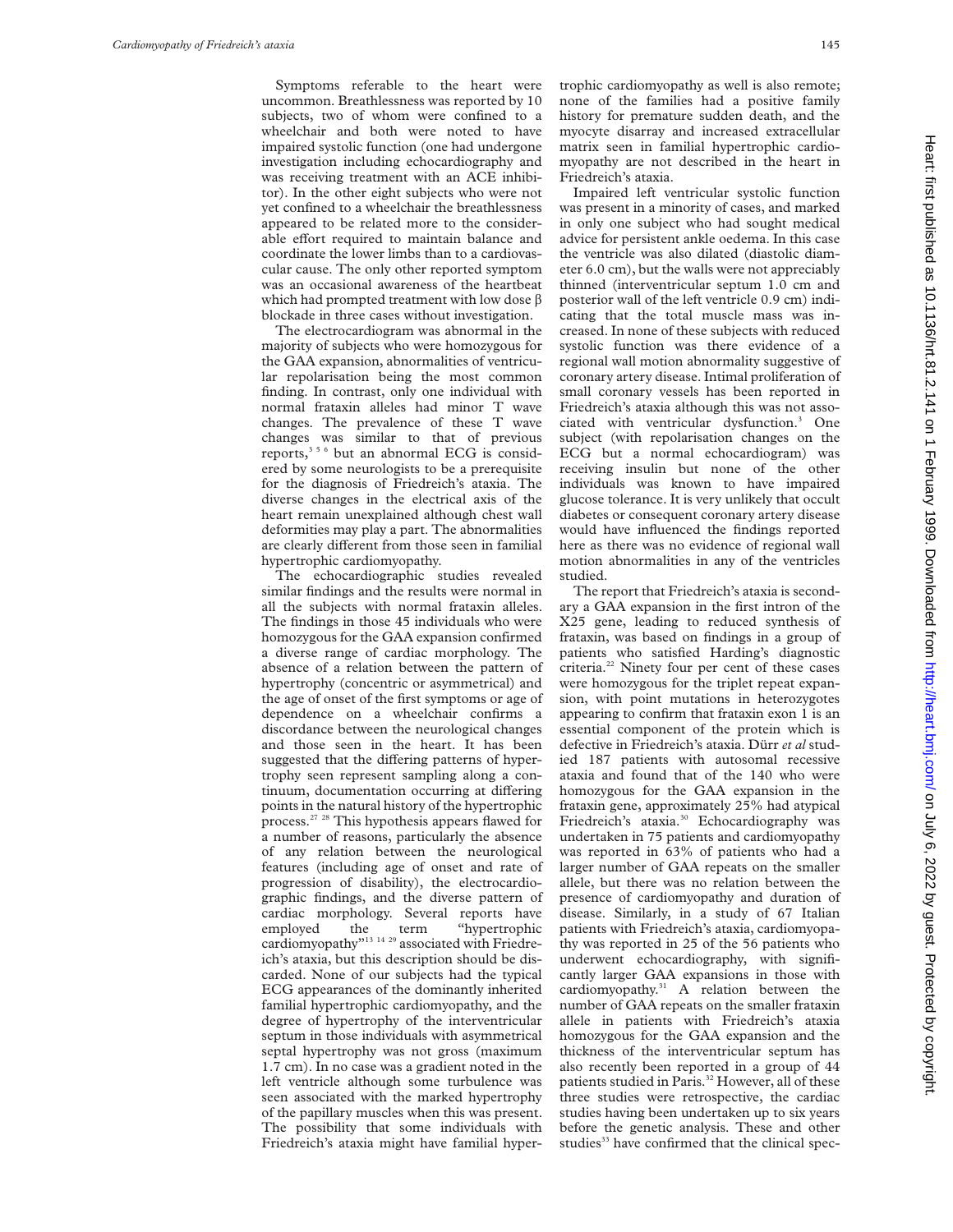Symptoms referable to the heart were uncommon. Breathlessness was reported by 10 subjects, two of whom were confined to a wheelchair and both were noted to have impaired systolic function (one had undergone investigation including echocardiography and was receiving treatment with an ACE inhibitor). In the other eight subjects who were not yet confined to a wheelchair the breathlessness appeared to be related more to the considerable effort required to maintain balance and coordinate the lower limbs than to a cardiovascular cause. The only other reported symptom was an occasional awareness of the heartbeat which had prompted treatment with low dose β blockade in three cases without investigation.

The electrocardiogram was abnormal in the majority of subjects who were homozygous for the GAA expansion, abnormalities of ventricular repolarisation being the most common finding. In contrast, only one individual with normal frataxin alleles had minor T wave changes. The prevalence of these T wave changes was similar to that of previous reports,[3 5 6] but an abnormal ECG is considered by some neurologists to be a prerequisite for the diagnosis of Friedreich's ataxia. The diverse changes in the electrical axis of the heart remain unexplained although chest wall deformities may play a part. The abnormalities are clearly different from those seen in familial hypertrophic cardiomyopathy.

The echocardiographic studies revealed similar findings and the results were normal in all the subjects with normal frataxin alleles. The findings in those 45 individuals who were homozygous for the GAA expansion confirmed a diverse range of cardiac morphology. The absence of a relation between the pattern of hypertrophy (concentric or asymmetrical) and the age of onset of the first symptoms or age of dependence on a wheelchair confirms a discordance between the neurological changes and those seen in the heart. It has been suggested that the differing patterns of hypertrophy seen represent sampling along a continuum, documentation occurring at differing points in the natural history of the hypertrophic process.[27 28] This hypothesis appears flawed for a number of reasons, particularly the absence of any relation between the neurological features (including age of onset and rate of progression of disability), the electrocardiographic findings, and the diverse pattern of cardiac morphology. Several reports have employed the term "hypertrophic cardiomyopathy"[13 14 29] associated with Friedreich's ataxia, but this description should be discarded. None of our subjects had the typical ECG appearances of the dominantly inherited familial hypertrophic cardiomyopathy, and the degree of hypertrophy of the interventricular septum in those individuals with asymmetrical septal hypertrophy was not gross (maximum 1.7 cm). In no case was a gradient noted in the left ventricle although some turbulence was seen associated with the marked hypertrophy of the papillary muscles when this was present. The possibility that some individuals with Friedreich's ataxia might have familial hypertrophic cardiomyopathy as well is also remote; none of the families had a positive family history for premature sudden death, and the myocyte disarray and increased extracellular matrix seen in familial hypertrophic cardiomyopathy are not described in the heart in Friedreich's ataxia.

Impaired left ventricular systolic function was present in a minority of cases, and marked in only one subject who had sought medical advice for persistent ankle oedema. In this case the ventricle was also dilated (diastolic diameter 6.0 cm), but the walls were not appreciably thinned (interventricular septum 1.0 cm and posterior wall of the left ventricle 0.9 cm) indicating that the total muscle mass was increased. In none of these subjects with reduced systolic function was there evidence of a regional wall motion abnormality suggestive of coronary artery disease. Intimal proliferation of small coronary vessels has been reported in Friedreich's ataxia although this was not associated with ventricular dysfunction.[3] One subject (with repolarisation changes on the ECG but a normal echocardiogram) was receiving insulin but none of the other individuals was known to have impaired glucose tolerance. It is very unlikely that occult diabetes or consequent coronary artery disease would have influenced the findings reported here as there was no evidence of regional wall motion abnormalities in any of the ventricles studied.

The report that Friedreich's ataxia is secondary a GAA expansion in the first intron of the X25 gene, leading to reduced synthesis of frataxin, was based on findings in a group of patients who satisfied Harding's diagnostic criteria.[22] Ninety four per cent of these cases were homozygous for the triplet repeat expansion, with point mutations in heterozygotes appearing to confirm that frataxin exon 1 is an essential component of the protein which is defective in Friedreich's ataxia. Dürr *et al* studied 187 patients with autosomal recessive ataxia and found that of the 140 who were homozygous for the GAA expansion in the frataxin gene, approximately 25% had atypical Friedreich's ataxia.[30] Echocardiography was undertaken in 75 patients and cardiomyopathy was reported in 63% of patients who had a larger number of GAA repeats on the smaller allele, but there was no relation between the presence of cardiomyopathy and duration of disease. Similarly, in a study of 67 Italian patients with Friedreich's ataxia, cardiomyopathy was reported in 25 of the 56 patients who underwent echocardiography, with significantly larger GAA expansions in those with cardiomyopathy.[31] A relation between the number of GAA repeats on the smaller frataxin allele in patients with Friedreich's ataxia homozygous for the GAA expansion and the thickness of the interventricular septum has also recently been reported in a group of 44 patients studied in Paris.[32] However, all of these three studies were retrospective, the cardiac studies having been undertaken up to six years before the genetic analysis. These and other studies[33] have confirmed that the clinical spec-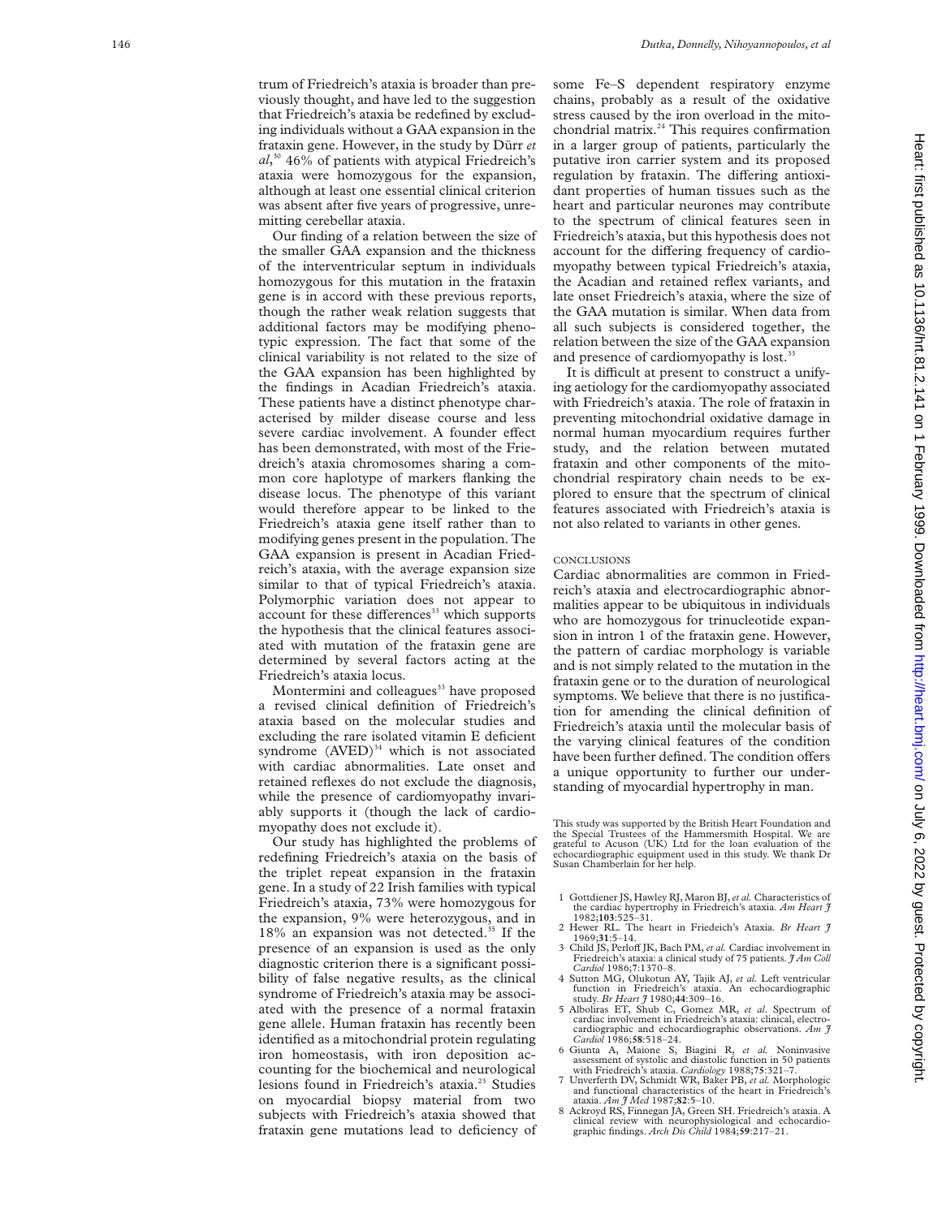trum of Friedreich's ataxia is broader than previously thought, and have led to the suggestion that Friedreich's ataxia be redefined by excluding individuals without a GAA expansion in the frataxin gene. However, in the study by Dürr *et al*,[30] 46% of patients with atypical Friedreich's ataxia were homozygous for the expansion, although at least one essential clinical criterion was absent after five years of progressive, unremitting cerebellar ataxia.

Our finding of a relation between the size of the smaller GAA expansion and the thickness of the interventricular septum in individuals homozygous for this mutation in the frataxin gene is in accord with these previous reports, though the rather weak relation suggests that additional factors may be modifying phenotypic expression. The fact that some of the clinical variability is not related to the size of the GAA expansion has been highlighted by the findings in Acadian Friedreich's ataxia. These patients have a distinct phenotype characterised by milder disease course and less severe cardiac involvement. A founder effect has been demonstrated, with most of the Friedreich's ataxia chromosomes sharing a common core haplotype of markers flanking the disease locus. The phenotype of this variant would therefore appear to be linked to the Friedreich's ataxia gene itself rather than to modifying genes present in the population. The GAA expansion is present in Acadian Friedreich's ataxia, with the average expansion size similar to that of typical Friedreich's ataxia. Polymorphic variation does not appear to account for these differences[33] which supports the hypothesis that the clinical features associated with mutation of the frataxin gene are determined by several factors acting at the Friedreich's ataxia locus.

Montermini and colleagues[33] have proposed a revised clinical definition of Friedreich's ataxia based on the molecular studies and excluding the rare isolated vitamin E deficient syndrome (AVED)[34] which is not associated with cardiac abnormalities. Late onset and retained reflexes do not exclude the diagnosis, while the presence of cardiomyopathy invariably supports it (though the lack of cardiomyopathy does not exclude it).

Our study has highlighted the problems of redefining Friedreich's ataxia on the basis of the triplet repeat expansion in the frataxin gene. In a study of 22 Irish families with typical Friedreich's ataxia, 73% were homozygous for the expansion, 9% were heterozygous, and in 18% an expansion was not detected.[35] If the presence of an expansion is used as the only diagnostic criterion there is a significant possibility of false negative results, as the clinical syndrome of Friedreich's ataxia may be associated with the presence of a normal frataxin gene allele. Human frataxin has recently been identified as a mitochondrial protein regulating iron homeostasis, with iron deposition accounting for the biochemical and neurological lesions found in Friedreich's ataxia.[23] Studies on myocardial biopsy material from two subjects with Friedreich's ataxia showed that frataxin gene mutations lead to deficiency of some Fe–S dependent respiratory enzyme chains, probably as a result of the oxidative stress caused by the iron overload in the mitochondrial matrix.[24] This requires confirmation in a larger group of patients, particularly the putative iron carrier system and its proposed regulation by frataxin. The differing antioxidant properties of human tissues such as the heart and particular neurones may contribute to the spectrum of clinical features seen in Friedreich's ataxia, but this hypothesis does not account for the differing frequency of cardiomyopathy between typical Friedreich's ataxia, the Acadian and retained reflex variants, and late onset Friedreich's ataxia, where the size of the GAA mutation is similar. When data from all such subjects is considered together, the relation between the size of the GAA expansion and presence of cardiomyopathy is lost.[33]

It is difficult at present to construct a unifying aetiology for the cardiomyopathy associated with Friedreich's ataxia. The role of frataxin in preventing mitochondrial oxidative damage in normal human myocardium requires further study, and the relation between mutated frataxin and other components of the mitochondrial respiratory chain needs to be explored to ensure that the spectrum of clinical features associated with Friedreich's ataxia is not also related to variants in other genes.

## CONCLUSIONS

Cardiac abnormalities are common in Friedreich's ataxia and electrocardiographic abnormalities appear to be ubiquitous in individuals who are homozygous for trinucleotide expansion in intron 1 of the frataxin gene. However, the pattern of cardiac morphology is variable and is not simply related to the mutation in the frataxin gene or to the duration of neurological symptoms. We believe that there is no justification for amending the clinical definition of Friedreich's ataxia until the molecular basis of the varying clinical features of the condition have been further defined. The condition offers a unique opportunity to further our understanding of myocardial hypertrophy in man.

This study was supported by the British Heart Foundation and the Special Trustees of the Hammersmith Hospital. We are grateful to Acuson (UK) Ltd for the loan evaluation of the echocardiographic equipment used in this study. We thank Dr Susan Chamberlain for her help.

1 Gottdiener JS, Hawley RJ, Maron BJ, *et al.* Characteristics of the cardiac hypertrophy in Friedreich's ataxia. *Am Heart J* 1982;**103**:525–31.
2 Hewer RL. The heart in Friedeich's Ataxia. *Br Heart J* 1969;**31**:5–14.
3 Child JS, Perloff JK, Bach PM, *et al.* Cardiac involvement in Friedreich's ataxia: a clinical study of 75 patients. *J Am Coll Cardiol* 1986;**7**:1370–8.
4 Sutton MG, Olukotun AY, Tajik AJ, *et al.* Left ventricular function in Friedreich's ataxia. An echocardiographic study. *Br Heart J* 1980;**44**:309–16.
5 Alboliras ET, Shub C, Gomez MR, *et al.* Spectrum of cardiac involvement in Friedreich's ataxia: clinical, electrocardiographic and echocardiographic observations. *Am J Cardiol* 1986;**58**:518–24.
6 Giunta A, Maione S, Biagini R, *et al.* Noninvasive assessment of systolic and diastolic function in 50 patients with Friedreich's ataxia. *Cardiology* 1988;**75**:321–7.
7 Unverferth DV, Schmidt WR, Baker PB, *et al.* Morphologic and functional characteristics of the heart in Friedreich's ataxia. *Am J Med* 1987;**82**:5–10.
8 Ackroyd RS, Finnegan JA, Green SH. Friedreich's ataxia. A clinical review with neurophysiological and echocardiographic findings. *Arch Dis Child* 1984;**59**:217–21.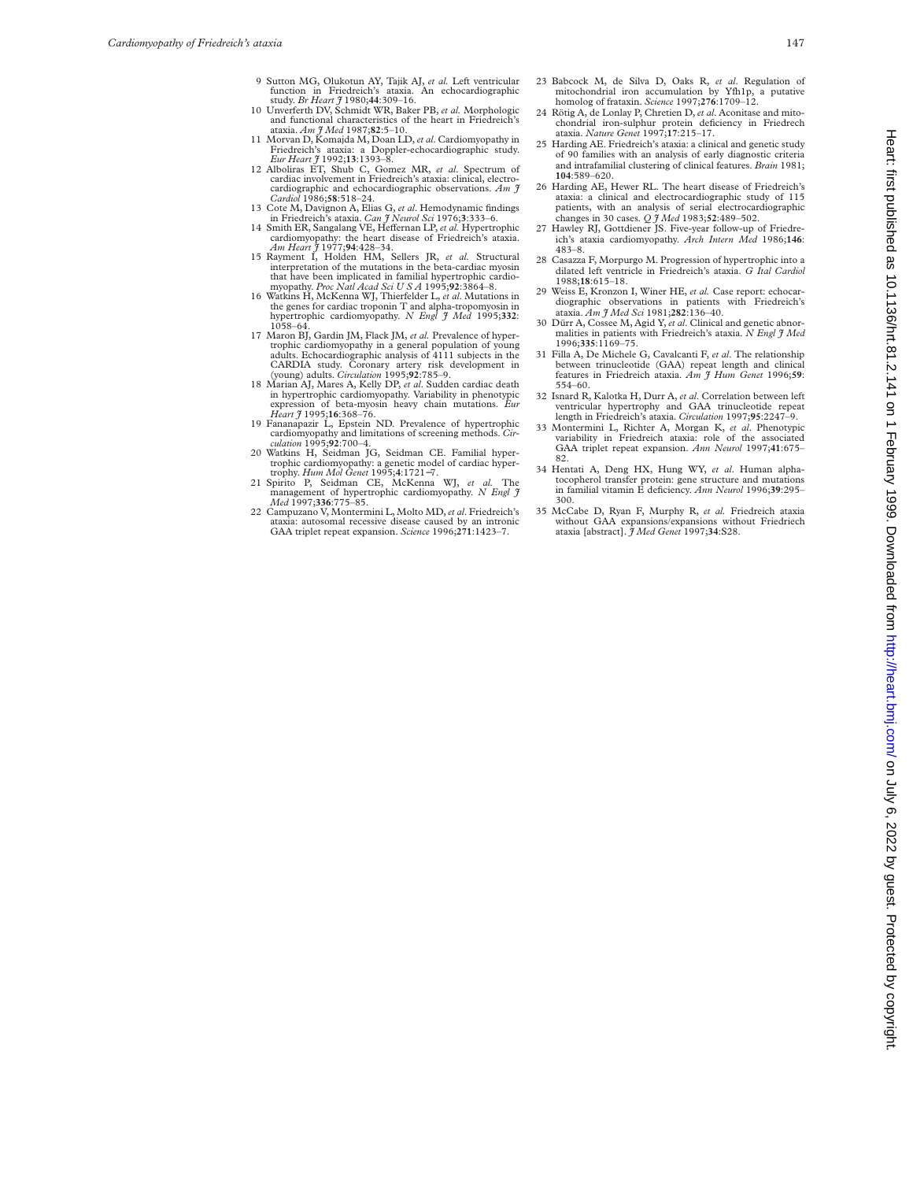9 Sutton MG, Olukotun AY, Tajik AJ, *et al.* Left ventricular function in Friedreich's ataxia. An echocardiographic study. *Br Heart J* 1980;**44**:309–16.

10 Unverferth DV, Schmidt WR, Baker PB, *et al.* Morphologic and functional characteristics of the heart in Friedreich's ataxia. *Am J Med* 1987;**82**:5–10.

11 Morvan D, Komajda M, Doan LD, *et al.* Cardiomyopathy in Friedreich's ataxia: a Doppler-echocardiographic study. *Eur Heart J* 1992;**13**:1393–8.

12 Alboliras ET, Shub C, Gomez MR, *et al.* Spectrum of cardiac involvement in Friedreich's ataxia: clinical, electrocardiographic and echocardiographic observations. *Am J Cardiol* 1986;**58**:518–24.

13 Cote M, Davignon A, Elias G, *et al.* Hemodynamic findings in Friedreich's ataxia. *Can J Neurol Sci* 1976;**3**:333–6.

14 Smith ER, Sangalang VE, Heffernan LP, *et al.* Hypertrophic cardiomyopathy: the heart disease of Friedreich's ataxia. *Am Heart J* 1977;**94**:428–34.

15 Rayment I, Holden HM, Sellers JR, *et al.* Structural interpretation of the mutations in the beta-cardiac myosin that have been implicated in familial hypertrophic cardiomyopathy. *Proc Natl Acad Sci U S A* 1995;**92**:3864–8.

16 Watkins H, McKenna WJ, Thierfelder L, *et al.* Mutations in the genes for cardiac troponin T and alpha-tropomyosin in hypertrophic cardiomyopathy. *N Engl J Med* 1995;**332**:1058–64.

17 Maron BJ, Gardin JM, Flack JM, *et al.* Prevalence of hypertrophic cardiomyopathy in a general population of young adults. Echocardiographic analysis of 4111 subjects in the CARDIA study. Coronary artery risk development in (young) adults. *Circulation* 1995;**92**:785–9.

18 Marian AJ, Mares A, Kelly DP, *et al.* Sudden cardiac death in hypertrophic cardiomyopathy. Variability in phenotypic expression of beta-myosin heavy chain mutations. *Eur Heart J* 1995;**16**:368–76.

19 Fananapazir L, Epstein ND. Prevalence of hypertrophic cardiomyopathy and limitations of screening methods. *Circulation* 1995;**92**:700–4.

20 Watkins H, Seidman JG, Seidman CE. Familial hypertrophic cardiomyopathy: a genetic model of cardiac hypertrophy. *Hum Mol Genet* 1995;**4**:1721–7.

21 Spirito P, Seidman CE, McKenna WJ, *et al.* The management of hypertrophic cardiomyopathy. *N Engl J Med* 1997;**336**:775–85.

22 Campuzano V, Montermini L, Molto MD, *et al.* Friedreich's ataxia: autosomal recessive disease caused by an intronic GAA triplet repeat expansion. *Science* 1996;**271**:1423–7.

23 Babcock M, de Silva D, Oaks R, *et al.* Regulation of mitochondrial iron accumulation by Yfh1p, a putative homolog of frataxin. *Science* 1997;**276**:1709–12.

24 Rötig A, de Lonlay P, Chretien D, *et al.* Aconitase and mitochondrial iron-sulphur protein deficiency in Friedrech ataxia. *Nature Genet* 1997;**17**:215–17.

25 Harding AE. Friedreich's ataxia: a clinical and genetic study of 90 families with an analysis of early diagnostic criteria and intrafamilial clustering of clinical features. *Brain* 1981; **104**:589–620.

26 Harding AE, Hewer RL. The heart disease of Friedreich's ataxia: a clinical and electrocardiographic study of 115 patients, with an analysis of serial electrocardiographic changes in 30 cases. *Q J Med* 1983;**52**:489–502.

27 Hawley RJ, Gottdiener JS. Five-year follow-up of Friedreich's ataxia cardiomyopathy. *Arch Intern Med* 1986;**146**: 483–8.

28 Casazza F, Morpurgo M. Progression of hypertrophic into a dilated left ventricle in Friedreich's ataxia. *G Ital Cardiol* 1988;**18**:615–18.

29 Weiss E, Kronzon I, Winer HE, *et al.* Case report: echocardiographic observations in patients with Friedreich's ataxia. *Am J Med Sci* 1981;**282**:136–40.

30 Dürr A, Cossee M, Agid Y, *et al.* Clinical and genetic abnormalities in patients with Friedreich's ataxia. *N Engl J Med* 1996;**335**:1169–75.

31 Filla A, De Michele G, Cavalcanti F, *et al.* The relationship between trinucleotide (GAA) repeat length and clinical features in Friedreich ataxia. *Am J Hum Genet* 1996;**59**: 554–60.

32 Isnard R, Kalotka H, Durr A, *et al.* Correlation between left ventricular hypertrophy and GAA trinucleotide repeat length in Friedreich's ataxia. *Circulation* 1997;**95**:2247–9.

33 Montermini L, Richter A, Morgan K, *et al.* Phenotypic variability in Friedreich ataxia: role of the associated GAA triplet repeat expansion. *Ann Neurol* 1997;**41**:675–82.

34 Hentati A, Deng HX, Hung WY, *et al.* Human alpha-tocopherol transfer protein: gene structure and mutations in familial vitamin E deficiency. *Ann Neurol* 1996;**39**:295–300.

35 McCabe D, Ryan F, Murphy R, *et al.* Friedreich ataxia without GAA expansions/expansions without Friedriech ataxia [abstract]. *J Med Genet* 1997;**34**:S28.